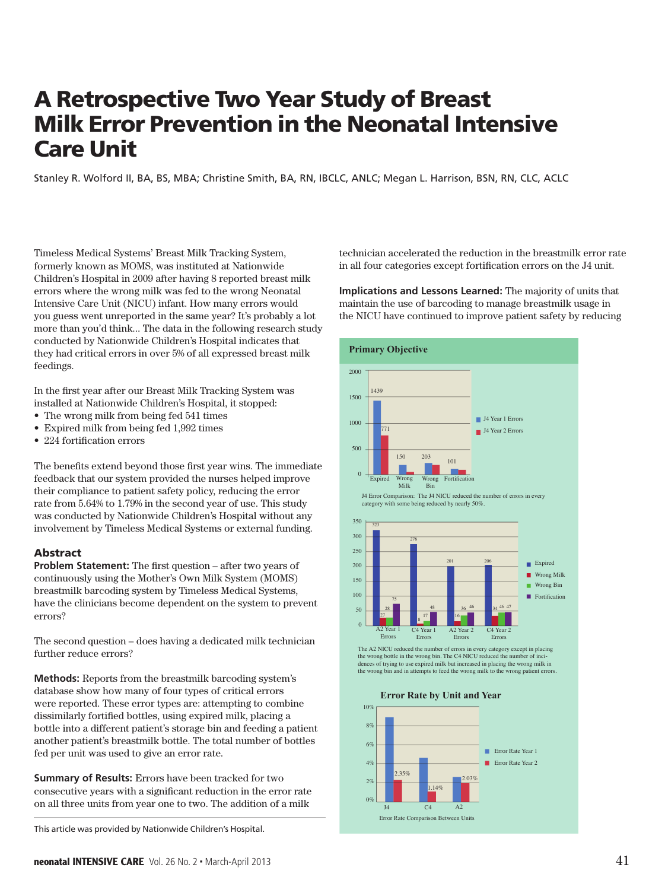# A Retrospective Two Year Study of Breast Milk Error Prevention in the Neonatal Intensive Care Unit

Stanley R. Wolford II, BA, BS, MBA; Christine Smith, BA, RN, IBCLC, ANLC; Megan L. Harrison, BSN, RN, CLC, ACLC

Timeless Medical Systems' Breast Milk Tracking System, formerly known as MOMS, was instituted at Nationwide Children's Hospital in 2009 after having 8 reported breast milk errors where the wrong milk was fed to the wrong Neonatal Intensive Care Unit (NICU) infant. How many errors would you guess went unreported in the same year? It's probably a lot more than you'd think... The data in the following research study conducted by Nationwide Children's Hospital indicates that they had critical errors in over 5% of all expressed breast milk feedings.

In the first year after our Breast Milk Tracking System was installed at Nationwide Children's Hospital, it stopped:

- The wrong milk from being fed 541 times
- Expired milk from being fed 1,992 times
- 224 fortification errors

The benefits extend beyond those first year wins. The immediate feedback that our system provided the nurses helped improve their compliance to patient safety policy, reducing the error rate from 5.64% to 1.79% in the second year of use. This study was conducted by Nationwide Children's Hospital without any involvement by Timeless Medical Systems or external funding.

## Abstract

**Problem Statement:** The first question – after two years of continuously using the Mother's Own Milk System (MOMS) breastmilk barcoding system by Timeless Medical Systems, have the clinicians become dependent on the system to prevent errors?

The second question – does having a dedicated milk technician further reduce errors?

**Methods:** Reports from the breastmilk barcoding system's database show how many of four types of critical errors were reported. These error types are: attempting to combine dissimilarly fortified bottles, using expired milk, placing a bottle into a different patient's storage bin and feeding a patient another patient's breastmilk bottle. The total number of bottles fed per unit was used to give an error rate.

**Summary of Results:** Errors have been tracked for two consecutive years with a significant reduction in the error rate on all three units from year one to two. The addition of a milk technician accelerated the reduction in the breastmilk error rate in all four categories except fortification errors on the J4 unit.

**Implications and Lessons Learned:** The majority of units that maintain the use of barcoding to manage breastmilk usage in the NICU have continued to improve patient safety by reducing

### Primary Objective

| | Expired | Wrong Milk | Wrong Bin | Fortification |
|---|---|---|---|---|
| J4 Year 1 Errors | 1439 | 150 | 203 | 101 |
| J4 Year 2 Errors | 771 | | | |

J4 Error Comparison: The J4 NICU reduced the number of errors in every category with some being reduced by nearly 50%.

| | Expired | Wrong Milk | Wrong Bin | Fortification |
|---|---|---|---|---|
| A2 Year 1 Errors | 323 | 27 | 28 | 75 |
| C4 Year 1 Errors | 276 | 8 | 17 | 48 |
| A2 Year 2 Errors | 201 | 16 | 36 | 46 |
| C4 Year 2 Errors | 206 | 34 | 46 | 47 |

The A2 NICU reduced the number of errors in every category except in placing the wrong bottle in the wrong bin. The C4 NICU reduced the number of incidences of trying to use expired milk but increased in placing the wrong milk in the wrong bin and in attempts to feed the wrong milk to the wrong patient errors.

### Error Rate by Unit and Year

| | Error Rate Year 1 | Error Rate Year 2 |
|---|---|---|
| J4 | | 2.35% |
| C4 | | 1.14% |
| A2 | | 2.03% |

Error Rate Comparison Between Units

This article was provided by Nationwide Children's Hospital.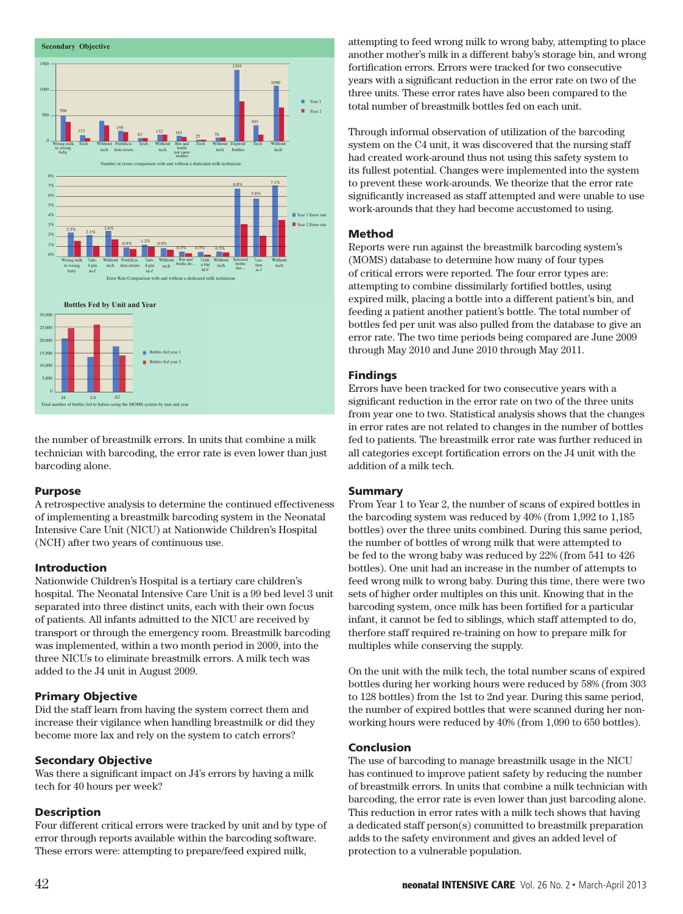**Secondary Objective**

1500
1000
500
0

1393
1090
506
303
112
195
63
132
101
25
76

Wrong milk to wrong baby
Tech
Without tech
Fortification errors
Tech
Without tech
Bin and bottle not same mother
Tech
Without tech
Expired bottles
Tech
Without tech

Year 1
Year 2

Number of errors comparison with and without a dedicated milk technician

8%
7%
6%
5%
4%
3%
2%
1%
0%

2.5%
2.1%
2.6%
0.9%
1.2%
0.9%
0.5%
0.5%
0.5%
6.8%
5.8%
7.1%

Wrong milk to wrong baby
7am-4 pm m-f
Without tech
Fortification errors
7am-4 pm m-f
Without tech
Bin and bottle do...
7AM-4 PM M-F
Without tech
Selected bottle has...
7am-4pm m-f
Without tech

Year 1 Error rate
Year 2 Error rate

Error Rate Comparison with and without a dedicated milk technician

**Bottles Fed by Unit and Year**

30,000
25,000
20,000
15,000
10,000
5,000
0

J4
C4
A2

Bottles fed year 1
Bottles fed year 2

Total number of bottles fed to babies using the MOMS system by unit and year

the number of breastmilk errors. In units that combine a milk technician with barcoding, the error rate is even lower than just barcoding alone.

## Purpose

A retrospective analysis to determine the continued effectiveness of implementing a breastmilk barcoding system in the Neonatal Intensive Care Unit (NICU) at Nationwide Children's Hospital (NCH) after two years of continuous use.

## Introduction

Nationwide Children's Hospital is a tertiary care children's hospital. The Neonatal Intensive Care Unit is a 99 bed level 3 unit separated into three distinct units, each with their own focus of patients. All infants admitted to the NICU are received by transport or through the emergency room. Breastmilk barcoding was implemented, within a two month period in 2009, into the three NICUs to eliminate breastmilk errors. A milk tech was added to the J4 unit in August 2009.

## Primary Objective

Did the staff learn from having the system correct them and increase their vigilance when handling breastmilk or did they become more lax and rely on the system to catch errors?

## Secondary Objective

Was there a significant impact on J4's errors by having a milk tech for 40 hours per week?

## Description

Four different critical errors were tracked by unit and by type of error through reports available within the barcoding software. These errors were: attempting to prepare/feed expired milk, attempting to feed wrong milk to wrong baby, attempting to place another mother's milk in a different baby's storage bin, and wrong fortification errors. Errors were tracked for two consecutive years with a significant reduction in the error rate on two of the three units. These error rates have also been compared to the total number of breastmilk bottles fed on each unit.

Through informal observation of utilization of the barcoding system on the C4 unit, it was discovered that the nursing staff had created work-around thus not using this safety system to its fullest potential. Changes were implemented into the system to prevent these work-arounds. We theorize that the error rate significantly increased as staff attempted and were unable to use work-arounds that they had become accustomed to using.

## Method

Reports were run against the breastmilk barcoding system's (MOMS) database to determine how many of four types of critical errors were reported. The four error types are: attempting to combine dissimilarly fortified bottles, using expired milk, placing a bottle into a different patient's bin, and feeding a patient another patient's bottle. The total number of bottles fed per unit was also pulled from the database to give an error rate. The two time periods being compared are June 2009 through May 2010 and June 2010 through May 2011.

## Findings

Errors have been tracked for two consecutive years with a significant reduction in the error rate on two of the three units from year one to two. Statistical analysis shows that the changes in error rates are not related to changes in the number of bottles fed to patients. The breastmilk error rate was further reduced in all categories except fortification errors on the J4 unit with the addition of a milk tech.

## Summary

From Year 1 to Year 2, the number of scans of expired bottles in the barcoding system was reduced by 40% (from 1,992 to 1,185 bottles) over the three units combined. During this same period, the number of bottles of wrong milk that were attempted to be fed to the wrong baby was reduced by 22% (from 541 to 426 bottles). One unit had an increase in the number of attempts to feed wrong milk to wrong baby. During this time, there were two sets of higher order multiples on this unit. Knowing that in the barcoding system, once milk has been fortified for a particular infant, it cannot be fed to siblings, which staff attempted to do, therfore staff required re-training on how to prepare milk for multiples while conserving the supply.

On the unit with the milk tech, the total number scans of expired bottles during her working hours were reduced by 58% (from 303 to 128 bottles) from the 1st to 2nd year. During this same period, the number of expired bottles that were scanned during her non-working hours were reduced by 40% (from 1,090 to 650 bottles).

## Conclusion

The use of barcoding to manage breastmilk usage in the NICU has continued to improve patient safety by reducing the number of breastmilk errors. In units that combine a milk technician with barcoding, the error rate is even lower than just barcoding alone. This reduction in error rates with a milk tech shows that having a dedicated staff person(s) committed to breastmilk preparation adds to the safety environment and gives an added level of protection to a vulnerable population.